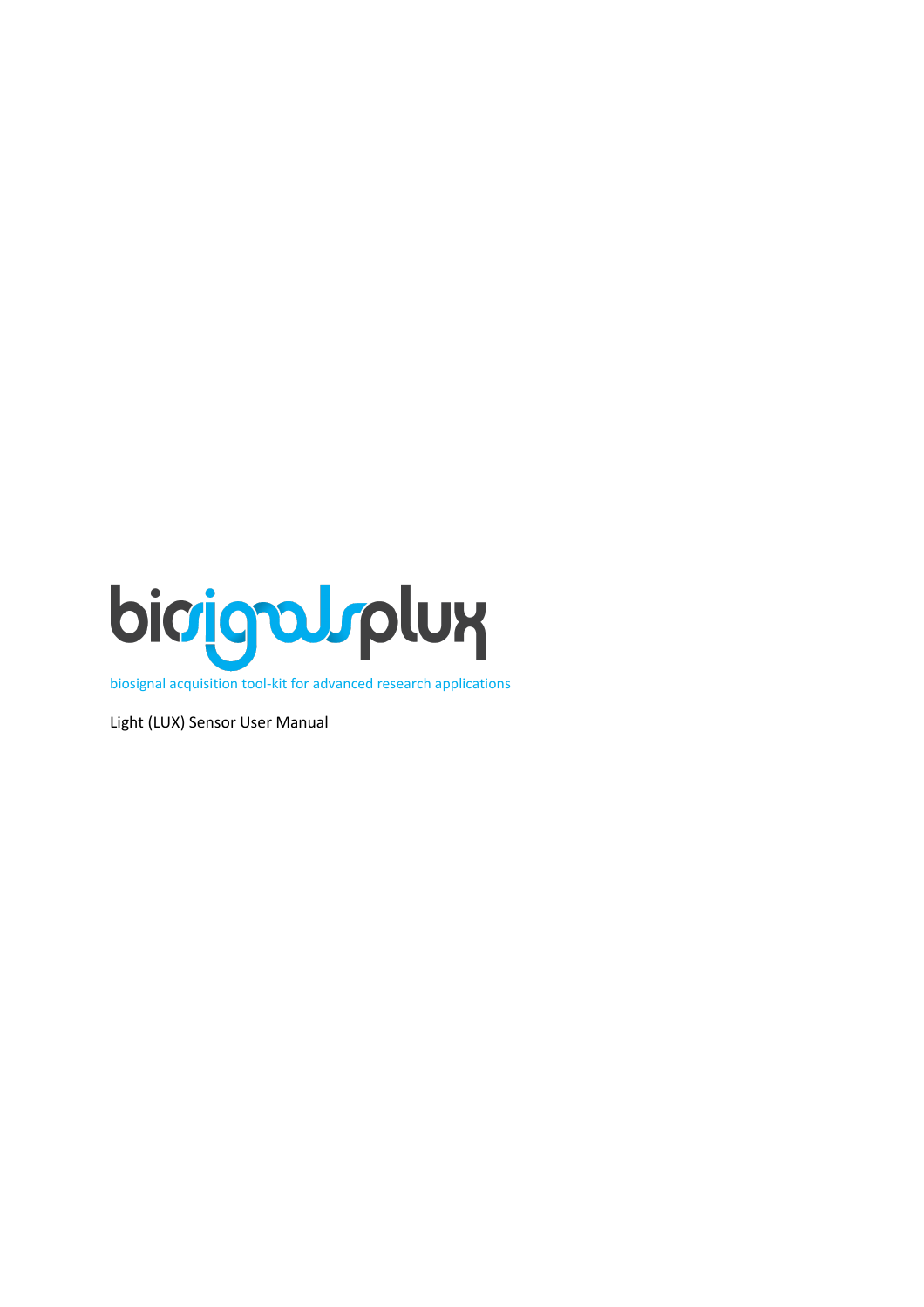# biosignalsplux

biosignal acquisition tool-kit for advanced research applications

Light (LUX) Sensor User Manual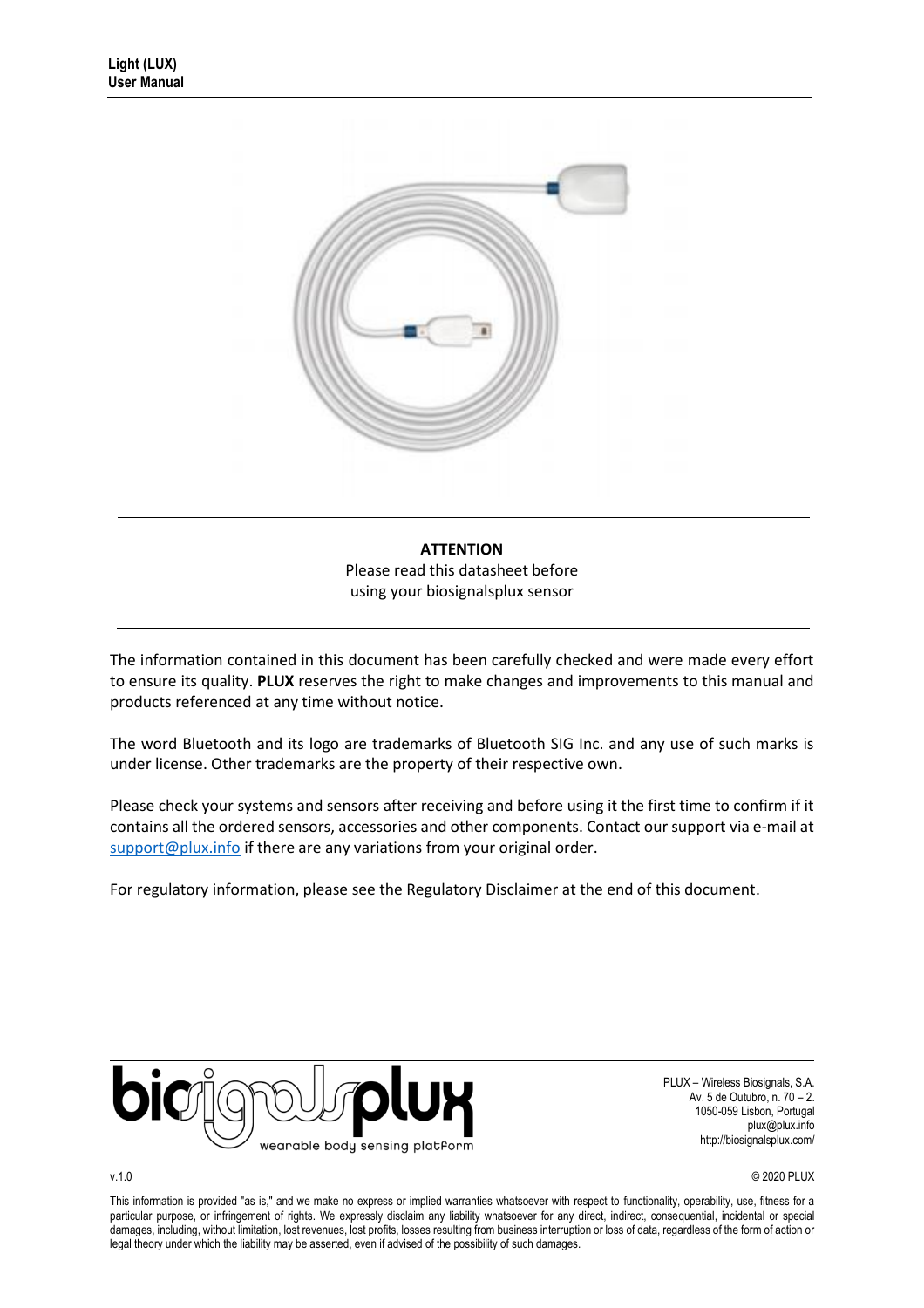**ATTENTION**
Please read this datasheet before using your biosignalsplux sensor

The information contained in this document has been carefully checked and were made every effort to ensure its quality. **PLUX** reserves the right to make changes and improvements to this manual and products referenced at any time without notice.

The word Bluetooth and its logo are trademarks of Bluetooth SIG Inc. and any use of such marks is under license. Other trademarks are the property of their respective own.

Please check your systems and sensors after receiving and before using it the first time to confirm if it contains all the ordered sensors, accessories and other components. Contact our support via e-mail at support@plux.info if there are any variations from your original order.

For regulatory information, please see the Regulatory Disclaimer at the end of this document.

PLUX – Wireless Biosignals, S.A.
Av. 5 de Outubro, n. 70 – 2.
1050-059 Lisbon, Portugal
plux@plux.info
http://biosignalsplux.com/

v.1.0

© 2020 PLUX

This information is provided "as is," and we make no express or implied warranties whatsoever with respect to functionality, operability, use, fitness for a particular purpose, or infringement of rights. We expressly disclaim any liability whatsoever for any direct, indirect, consequential, incidental or special damages, including, without limitation, lost revenues, lost profits, losses resulting from business interruption or loss of data, regardless of the form of action or legal theory under which the liability may be asserted, even if advised of the possibility of such damages.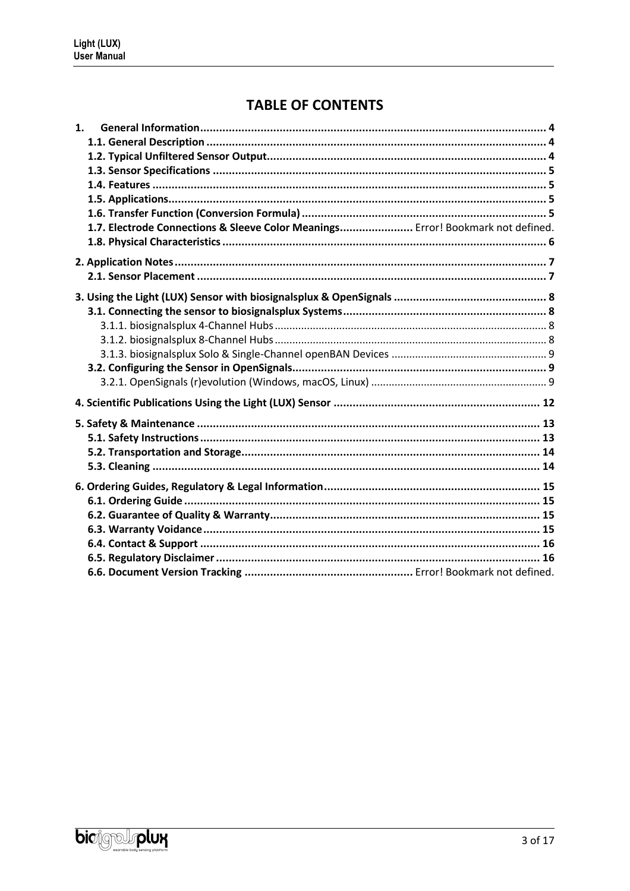# TABLE OF CONTENTS

**1. General Information** .......... 4
- **1.1. General Description** .......... 4
- **1.2. Typical Unfiltered Sensor Output** .......... 4
- **1.3. Sensor Specifications** .......... 5
- **1.4. Features** .......... 5
- **1.5. Applications** .......... 5
- **1.6. Transfer Function (Conversion Formula)** .......... 5
- **1.7. Electrode Connections & Sleeve Color Meanings** .......... Error! Bookmark not defined.
- **1.8. Physical Characteristics** .......... 6

**2. Application Notes** .......... 7
- **2.1. Sensor Placement** .......... 7

**3. Using the Light (LUX) Sensor with biosignalsplux & OpenSignals** .......... 8
- **3.1. Connecting the sensor to biosignalsplux Systems** .......... 8
  - 3.1.1. biosignalsplux 4-Channel Hubs .......... 8
  - 3.1.2. biosignalsplux 8-Channel Hubs .......... 8
  - 3.1.3. biosignalsplux Solo & Single-Channel openBAN Devices .......... 9
- **3.2. Configuring the Sensor in OpenSignals** .......... 9
  - 3.2.1. OpenSignals (r)evolution (Windows, macOS, Linux) .......... 9

**4. Scientific Publications Using the Light (LUX) Sensor** .......... 12

**5. Safety & Maintenance** .......... 13
- **5.1. Safety Instructions** .......... 13
- **5.2. Transportation and Storage** .......... 14
- **5.3. Cleaning** .......... 14

**6. Ordering Guides, Regulatory & Legal Information** .......... 15
- **6.1. Ordering Guide** .......... 15
- **6.2. Guarantee of Quality & Warranty** .......... 15
- **6.3. Warranty Voidance** .......... 15
- **6.4. Contact & Support** .......... 16
- **6.5. Regulatory Disclaimer** .......... 16
- **6.6. Document Version Tracking** .......... Error! Bookmark not defined.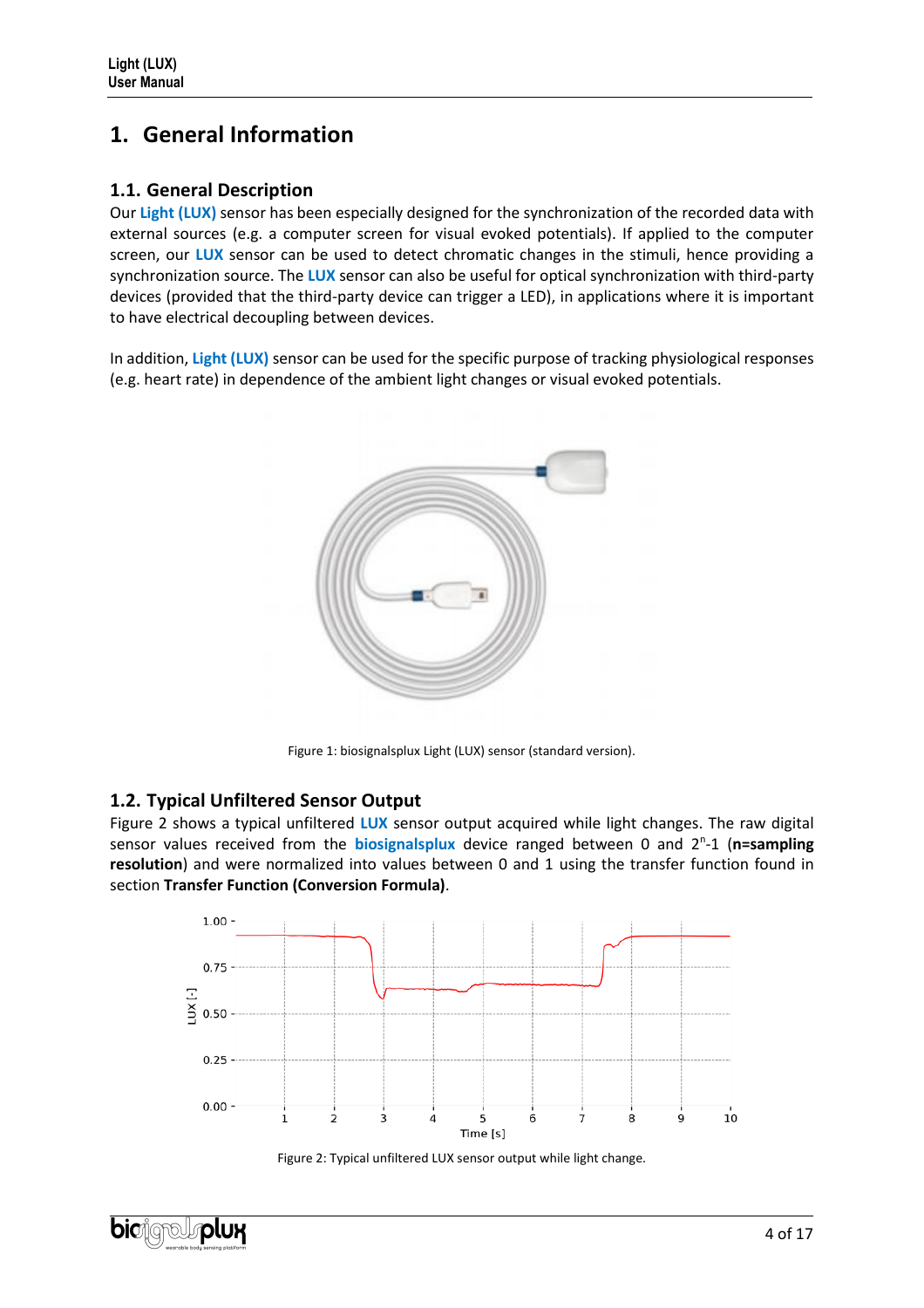# 1. General Information

## 1.1. General Description

Our **Light (LUX)** sensor has been especially designed for the synchronization of the recorded data with external sources (e.g. a computer screen for visual evoked potentials). If applied to the computer screen, our **LUX** sensor can be used to detect chromatic changes in the stimuli, hence providing a synchronization source. The **LUX** sensor can also be useful for optical synchronization with third-party devices (provided that the third-party device can trigger a LED), in applications where it is important to have electrical decoupling between devices.

In addition, **Light (LUX)** sensor can be used for the specific purpose of tracking physiological responses (e.g. heart rate) in dependence of the ambient light changes or visual evoked potentials.

Figure 1: biosignalsplux Light (LUX) sensor (standard version).

## 1.2. Typical Unfiltered Sensor Output

Figure 2 shows a typical unfiltered **LUX** sensor output acquired while light changes. The raw digital sensor values received from the **biosignalsplux** device ranged between 0 and $2^n$-1 (**n=sampling resolution**) and were normalized into values between 0 and 1 using the transfer function found in section **Transfer Function (Conversion Formula)**.

Figure 2: Typical unfiltered LUX sensor output while light change.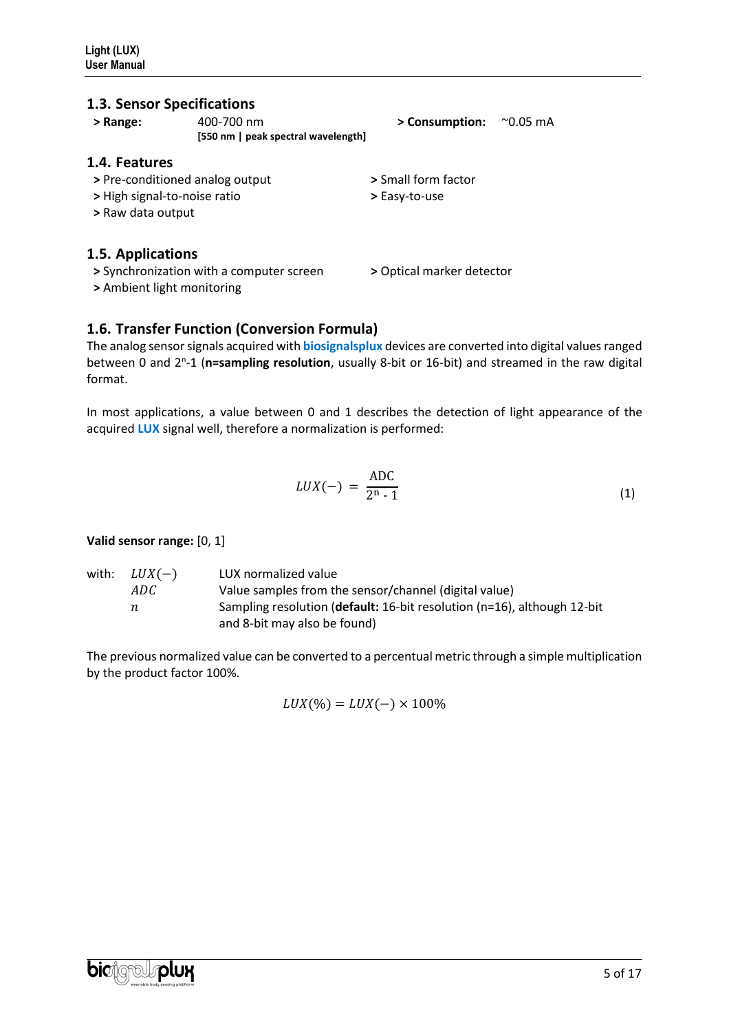## 1.3. Sensor Specifications

**> Range:** 400-700 nm
**[550 nm | peak spectral wavelength]**

**> Consumption:** ~0.05 mA

## 1.4. Features

**>** Pre-conditioned analog output
**>** High signal-to-noise ratio
**>** Raw data output
**>** Small form factor
**>** Easy-to-use

## 1.5. Applications

**>** Synchronization with a computer screen
**>** Ambient light monitoring
**>** Optical marker detector

## 1.6. Transfer Function (Conversion Formula)

The analog sensor signals acquired with **biosignalsplux** devices are converted into digital values ranged between 0 and $2^n$-1 (**n=sampling resolution**, usually 8-bit or 16-bit) and streamed in the raw digital format.

In most applications, a value between 0 and 1 describes the detection of light appearance of the acquired **LUX** signal well, therefore a normalization is performed:

$$LUX(-) = \frac{\text{ADC}}{2^n - 1} \tag{1}$$

**Valid sensor range:** [0, 1]

with:

| | |
|---|---|
| $LUX(-)$ | LUX normalized value |
| $ADC$ | Value samples from the sensor/channel (digital value) |
| $n$ | Sampling resolution (**default:** 16-bit resolution (n=16), although 12-bit and 8-bit may also be found) |

The previous normalized value can be converted to a percentual metric through a simple multiplication by the product factor 100%.

$$LUX(\%) = LUX(-) \times 100\%$$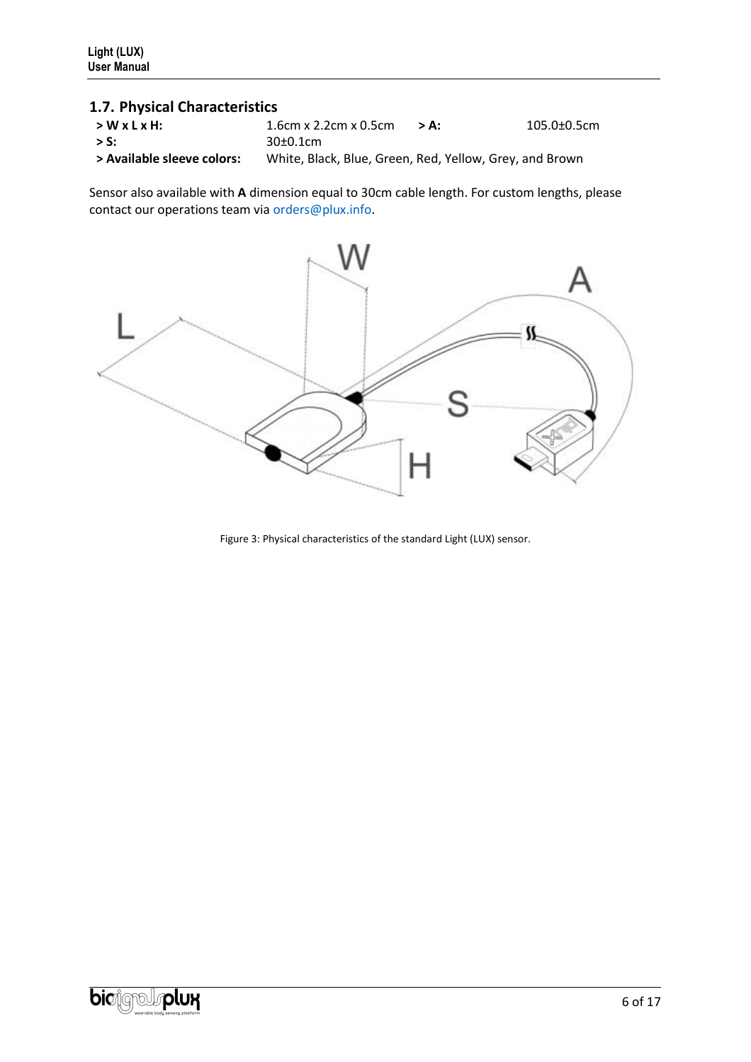## 1.7. Physical Characteristics

| | | | |
|---|---|---|---|
| **> W x L x H:** | 1.6cm x 2.2cm x 0.5cm | **> A:** | 105.0±0.5cm |
| **> S:** | 30±0.1cm | | |
| **> Available sleeve colors:** | White, Black, Blue, Green, Red, Yellow, Grey, and Brown | | |

Sensor also available with **A** dimension equal to 30cm cable length. For custom lengths, please contact our operations team via orders@plux.info.

Figure 3: Physical characteristics of the standard Light (LUX) sensor.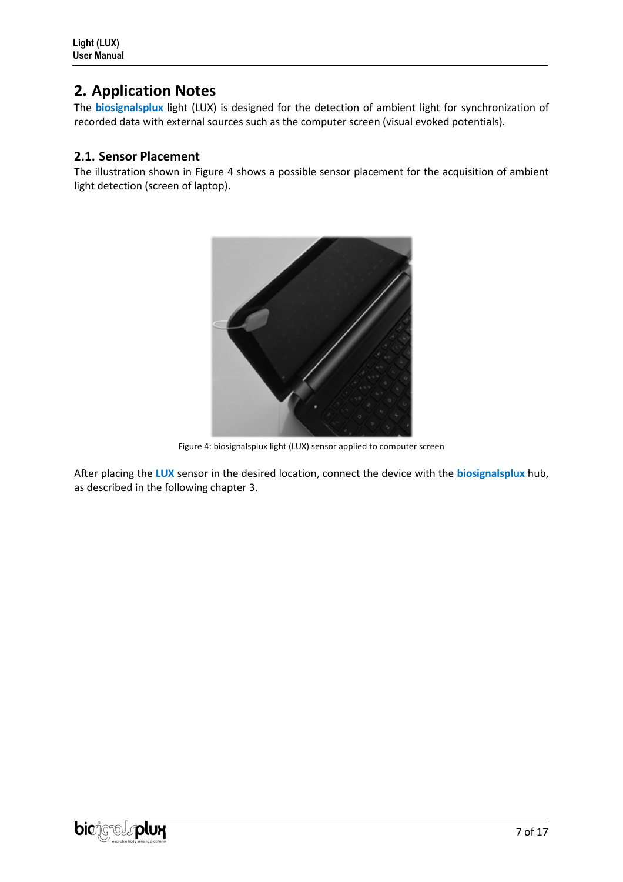## 2. Application Notes

The **biosignalsplux** light (LUX) is designed for the detection of ambient light for synchronization of recorded data with external sources such as the computer screen (visual evoked potentials).

### 2.1. Sensor Placement

The illustration shown in Figure 4 shows a possible sensor placement for the acquisition of ambient light detection (screen of laptop).

Figure 4: biosignalsplux light (LUX) sensor applied to computer screen

After placing the **LUX** sensor in the desired location, connect the device with the **biosignalsplux** hub, as described in the following chapter 3.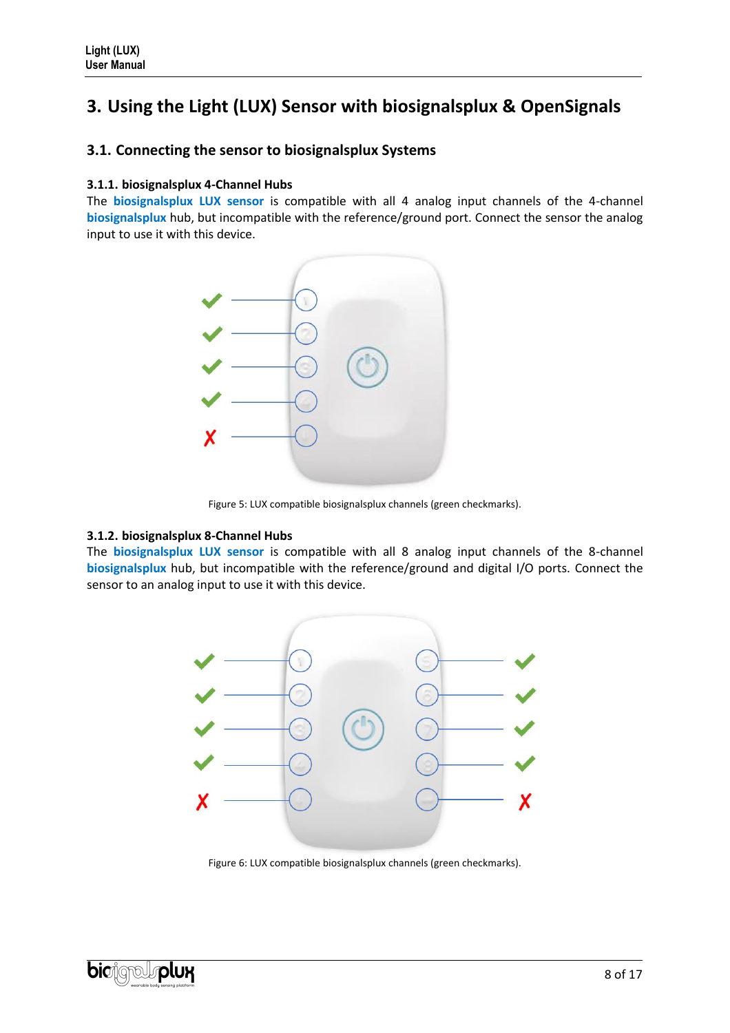# 3. Using the Light (LUX) Sensor with biosignalsplux & OpenSignals

## 3.1. Connecting the sensor to biosignalsplux Systems

### 3.1.1. biosignalsplux 4-Channel Hubs

The **biosignalsplux LUX sensor** is compatible with all 4 analog input channels of the 4-channel **biosignalsplux** hub, but incompatible with the reference/ground port. Connect the sensor the analog input to use it with this device.

Figure 5: LUX compatible biosignalsplux channels (green checkmarks).

### 3.1.2. biosignalsplux 8-Channel Hubs

The **biosignalsplux LUX sensor** is compatible with all 8 analog input channels of the 8-channel **biosignalsplux** hub, but incompatible with the reference/ground and digital I/O ports. Connect the sensor to an analog input to use it with this device.

Figure 6: LUX compatible biosignalsplux channels (green checkmarks).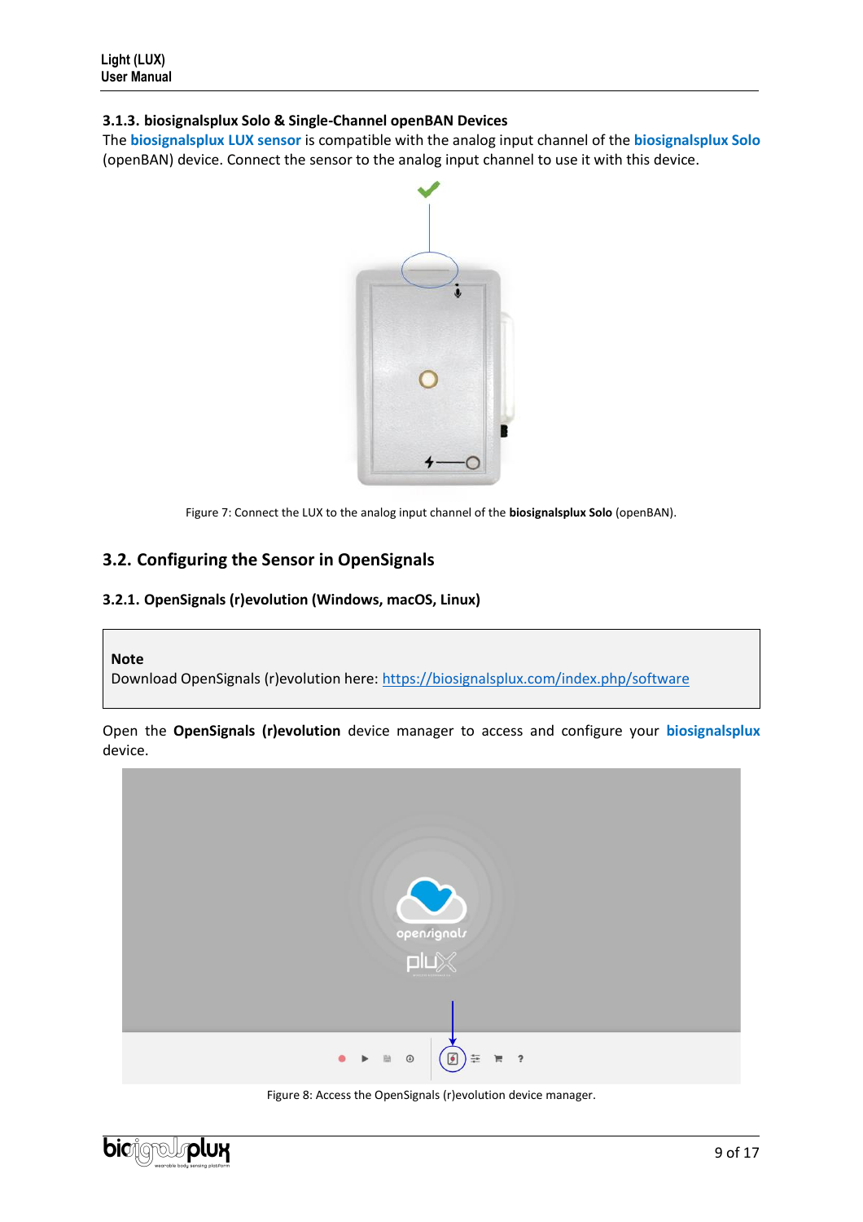### 3.1.3. biosignalsplux Solo & Single-Channel openBAN Devices

The **biosignalsplux LUX sensor** is compatible with the analog input channel of the **biosignalsplux Solo** (openBAN) device. Connect the sensor to the analog input channel to use it with this device.

Figure 7: Connect the LUX to the analog input channel of the **biosignalsplux Solo** (openBAN).

## 3.2. Configuring the Sensor in OpenSignals

### 3.2.1. OpenSignals (r)evolution (Windows, macOS, Linux)

> **Note**
> Download OpenSignals (r)evolution here: https://biosignalsplux.com/index.php/software

Open the **OpenSignals (r)evolution** device manager to access and configure your **biosignalsplux** device.

Figure 8: Access the OpenSignals (r)evolution device manager.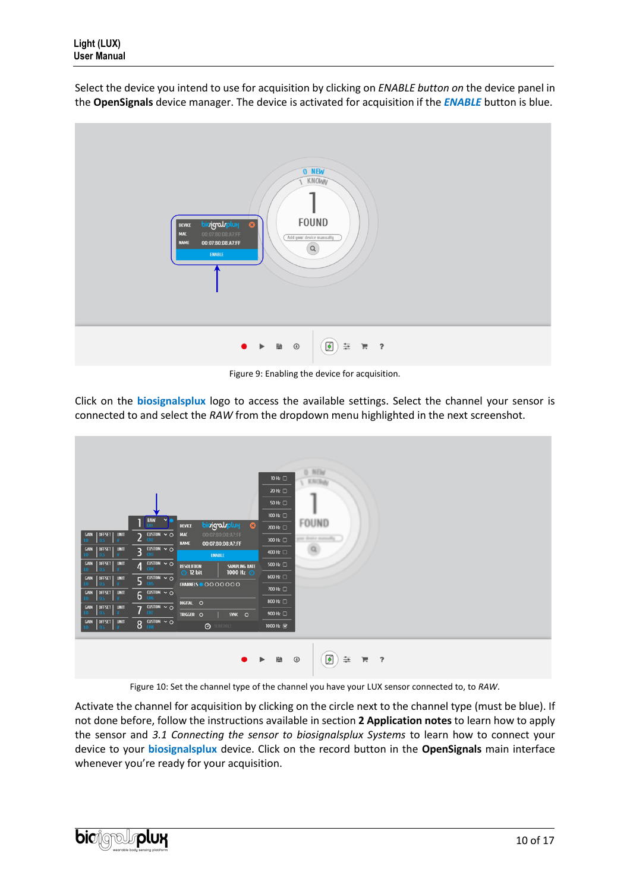Select the device you intend to use for acquisition by clicking on *ENABLE button on* the device panel in the **OpenSignals** device manager. The device is activated for acquisition if the ***ENABLE*** button is blue.

Figure 9: Enabling the device for acquisition.

Click on the **biosignalsplux** logo to access the available settings. Select the channel your sensor is connected to and select the *RAW* from the dropdown menu highlighted in the next screenshot.

Figure 10: Set the channel type of the channel you have your LUX sensor connected to, to *RAW*.

Activate the channel for acquisition by clicking on the circle next to the channel type (must be blue). If not done before, follow the instructions available in section **2 Application notes** to learn how to apply the sensor and *3.1 Connecting the sensor to biosignalsplux Systems* to learn how to connect your device to your **biosignalsplux** device. Click on the record button in the **OpenSignals** main interface whenever you're ready for your acquisition.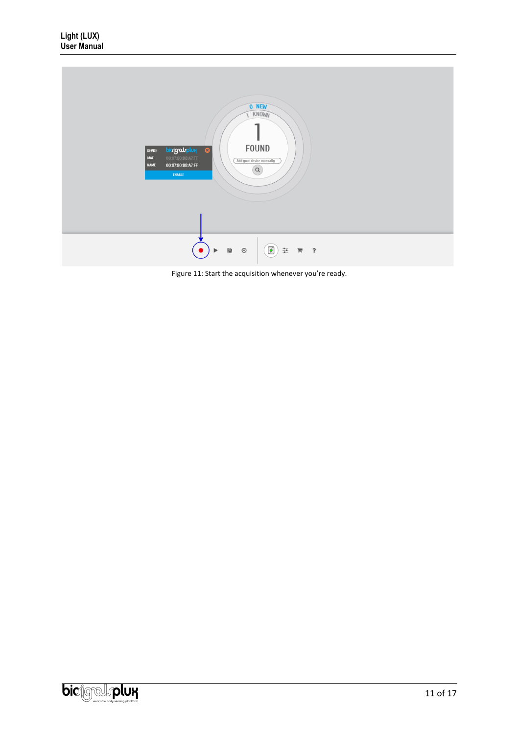Figure 11: Start the acquisition whenever you're ready.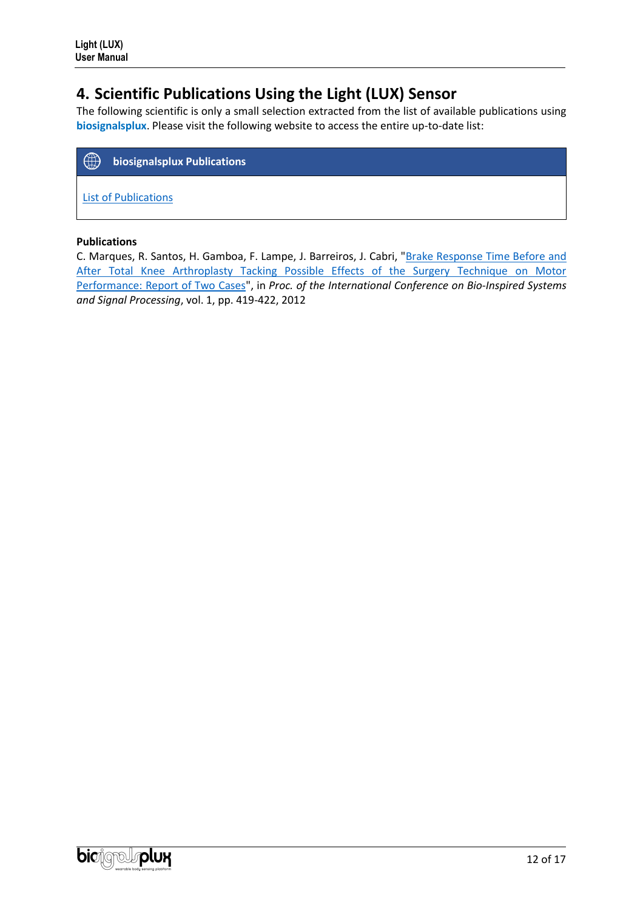## 4. Scientific Publications Using the Light (LUX) Sensor

The following scientific is only a small selection extracted from the list of available publications using **biosignalsplux**. Please visit the following website to access the entire up-to-date list:

| biosignalsplux Publications |
| --- |
| List of Publications |

**Publications**

C. Marques, R. Santos, H. Gamboa, F. Lampe, J. Barreiros, J. Cabri, "Brake Response Time Before and After Total Knee Arthroplasty Tacking Possible Effects of the Surgery Technique on Motor Performance: Report of Two Cases", in *Proc. of the International Conference on Bio-Inspired Systems and Signal Processing*, vol. 1, pp. 419-422, 2012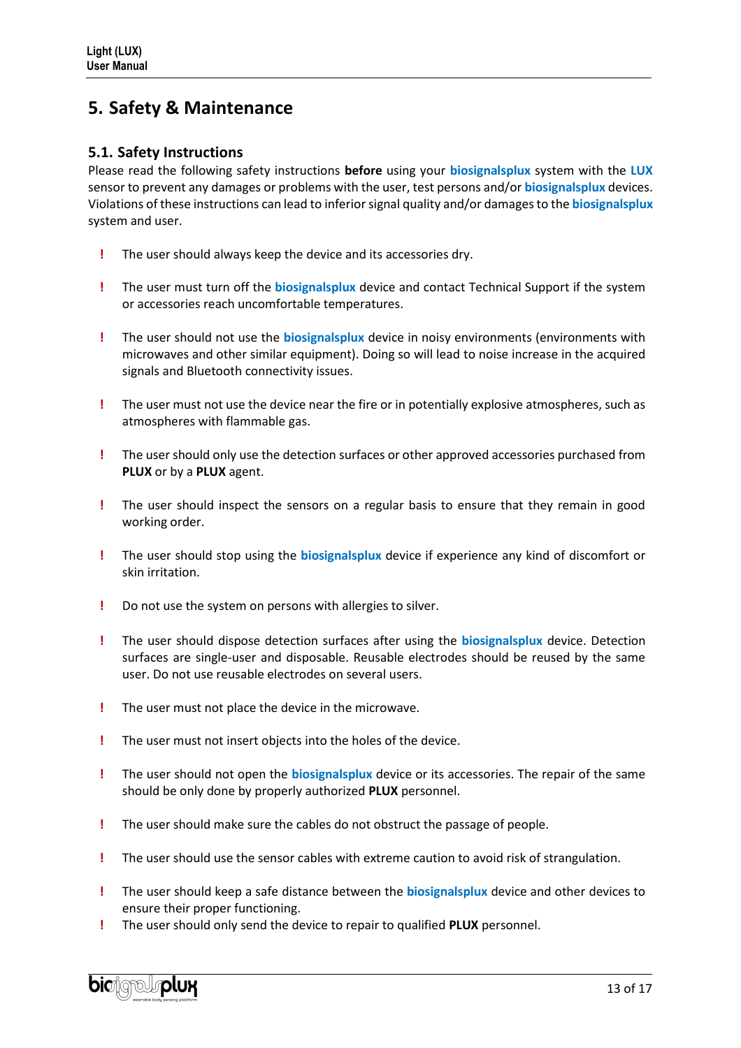# 5. Safety & Maintenance

## 5.1. Safety Instructions

Please read the following safety instructions **before** using your **biosignalsplux** system with the **LUX** sensor to prevent any damages or problems with the user, test persons and/or **biosignalsplux** devices. Violations of these instructions can lead to inferior signal quality and/or damages to the **biosignalsplux** system and user.

- **!** The user should always keep the device and its accessories dry.
- **!** The user must turn off the **biosignalsplux** device and contact Technical Support if the system or accessories reach uncomfortable temperatures.
- **!** The user should not use the **biosignalsplux** device in noisy environments (environments with microwaves and other similar equipment). Doing so will lead to noise increase in the acquired signals and Bluetooth connectivity issues.
- **!** The user must not use the device near the fire or in potentially explosive atmospheres, such as atmospheres with flammable gas.
- **!** The user should only use the detection surfaces or other approved accessories purchased from **PLUX** or by a **PLUX** agent.
- **!** The user should inspect the sensors on a regular basis to ensure that they remain in good working order.
- **!** The user should stop using the **biosignalsplux** device if experience any kind of discomfort or skin irritation.
- **!** Do not use the system on persons with allergies to silver.
- **!** The user should dispose detection surfaces after using the **biosignalsplux** device. Detection surfaces are single-user and disposable. Reusable electrodes should be reused by the same user. Do not use reusable electrodes on several users.
- **!** The user must not place the device in the microwave.
- **!** The user must not insert objects into the holes of the device.
- **!** The user should not open the **biosignalsplux** device or its accessories. The repair of the same should be only done by properly authorized **PLUX** personnel.
- **!** The user should make sure the cables do not obstruct the passage of people.
- **!** The user should use the sensor cables with extreme caution to avoid risk of strangulation.
- **!** The user should keep a safe distance between the **biosignalsplux** device and other devices to ensure their proper functioning.
- **!** The user should only send the device to repair to qualified **PLUX** personnel.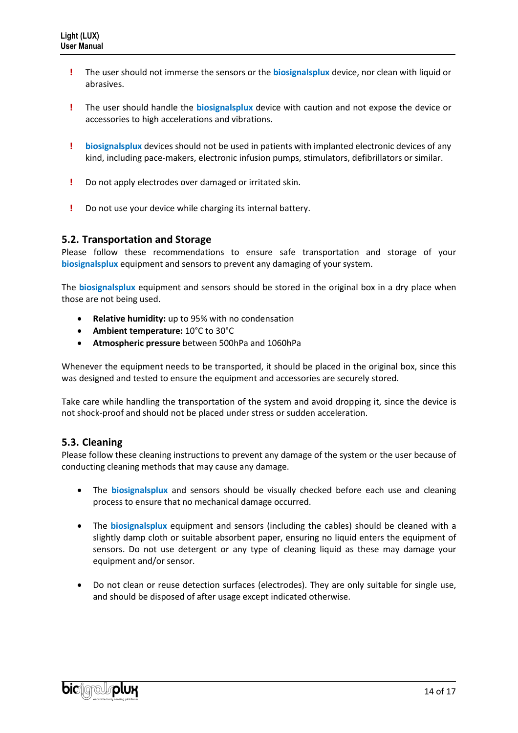- ! The user should not immerse the sensors or the **biosignalsplux** device, nor clean with liquid or abrasives.

- ! The user should handle the **biosignalsplux** device with caution and not expose the device or accessories to high accelerations and vibrations.

- ! **biosignalsplux** devices should not be used in patients with implanted electronic devices of any kind, including pace-makers, electronic infusion pumps, stimulators, defibrillators or similar.

- ! Do not apply electrodes over damaged or irritated skin.

- ! Do not use your device while charging its internal battery.

## 5.2. Transportation and Storage

Please follow these recommendations to ensure safe transportation and storage of your **biosignalsplux** equipment and sensors to prevent any damaging of your system.

The **biosignalsplux** equipment and sensors should be stored in the original box in a dry place when those are not being used.

- **Relative humidity:** up to 95% with no condensation
- **Ambient temperature:** 10°C to 30°C
- **Atmospheric pressure** between 500hPa and 1060hPa

Whenever the equipment needs to be transported, it should be placed in the original box, since this was designed and tested to ensure the equipment and accessories are securely stored.

Take care while handling the transportation of the system and avoid dropping it, since the device is not shock-proof and should not be placed under stress or sudden acceleration.

## 5.3. Cleaning

Please follow these cleaning instructions to prevent any damage of the system or the user because of conducting cleaning methods that may cause any damage.

- The **biosignalsplux** and sensors should be visually checked before each use and cleaning process to ensure that no mechanical damage occurred.

- The **biosignalsplux** equipment and sensors (including the cables) should be cleaned with a slightly damp cloth or suitable absorbent paper, ensuring no liquid enters the equipment of sensors. Do not use detergent or any type of cleaning liquid as these may damage your equipment and/or sensor.

- Do not clean or reuse detection surfaces (electrodes). They are only suitable for single use, and should be disposed of after usage except indicated otherwise.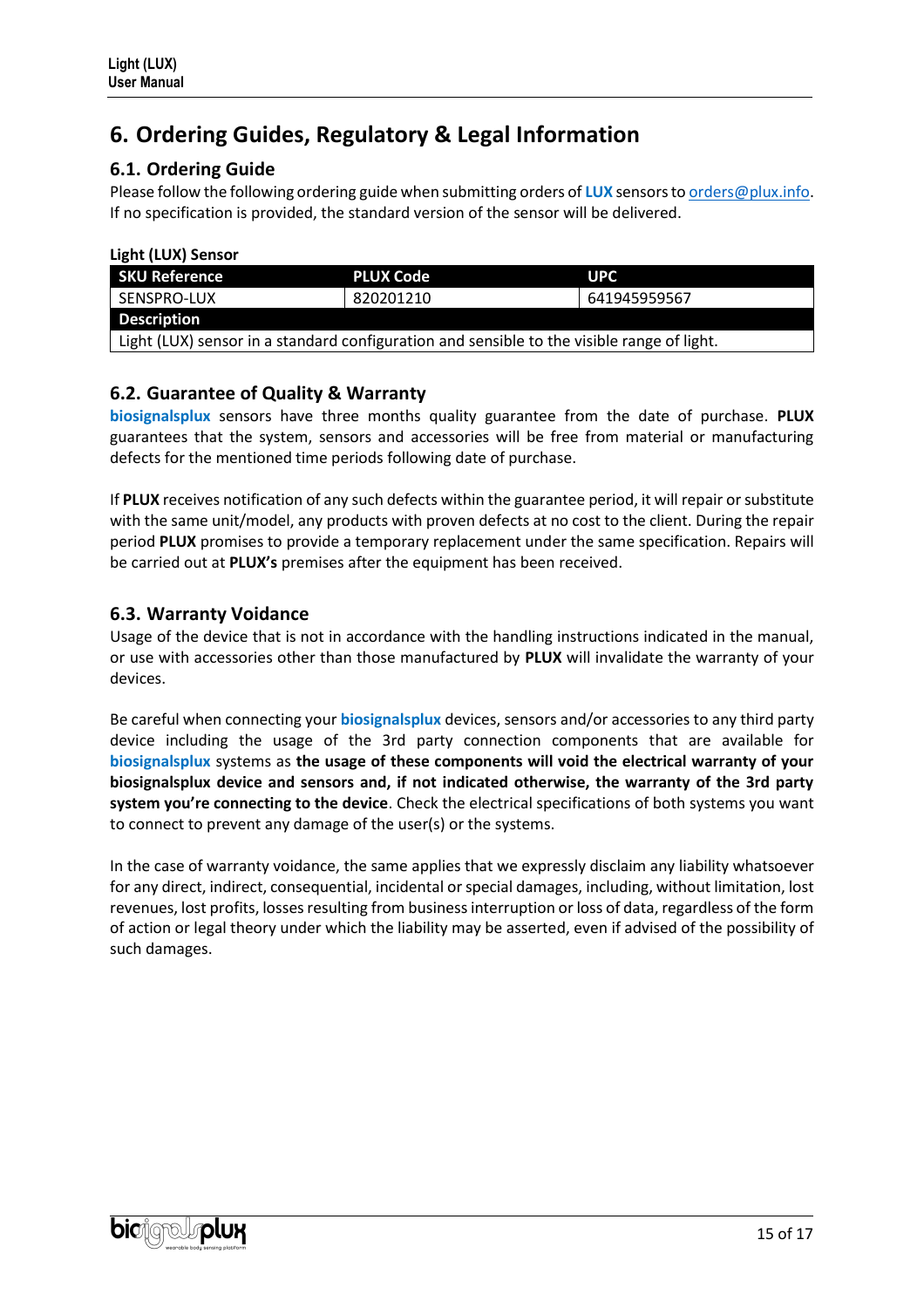# 6. Ordering Guides, Regulatory & Legal Information

## 6.1. Ordering Guide

Please follow the following ordering guide when submitting orders of **LUX** sensors to orders@plux.info. If no specification is provided, the standard version of the sensor will be delivered.

**Light (LUX) Sensor**

| SKU Reference | PLUX Code | UPC |
|---|---|---|
| SENSPRO-LUX | 820201210 | 641945959567 |
| **Description** | | |
| Light (LUX) sensor in a standard configuration and sensible to the visible range of light. | | |

## 6.2. Guarantee of Quality & Warranty

**biosignalsplux** sensors have three months quality guarantee from the date of purchase. **PLUX** guarantees that the system, sensors and accessories will be free from material or manufacturing defects for the mentioned time periods following date of purchase.

If **PLUX** receives notification of any such defects within the guarantee period, it will repair or substitute with the same unit/model, any products with proven defects at no cost to the client. During the repair period **PLUX** promises to provide a temporary replacement under the same specification. Repairs will be carried out at **PLUX's** premises after the equipment has been received.

## 6.3. Warranty Voidance

Usage of the device that is not in accordance with the handling instructions indicated in the manual, or use with accessories other than those manufactured by **PLUX** will invalidate the warranty of your devices.

Be careful when connecting your **biosignalsplux** devices, sensors and/or accessories to any third party device including the usage of the 3rd party connection components that are available for **biosignalsplux** systems as **the usage of these components will void the electrical warranty of your biosignalsplux device and sensors and, if not indicated otherwise, the warranty of the 3rd party system you're connecting to the device**. Check the electrical specifications of both systems you want to connect to prevent any damage of the user(s) or the systems.

In the case of warranty voidance, the same applies that we expressly disclaim any liability whatsoever for any direct, indirect, consequential, incidental or special damages, including, without limitation, lost revenues, lost profits, losses resulting from business interruption or loss of data, regardless of the form of action or legal theory under which the liability may be asserted, even if advised of the possibility of such damages.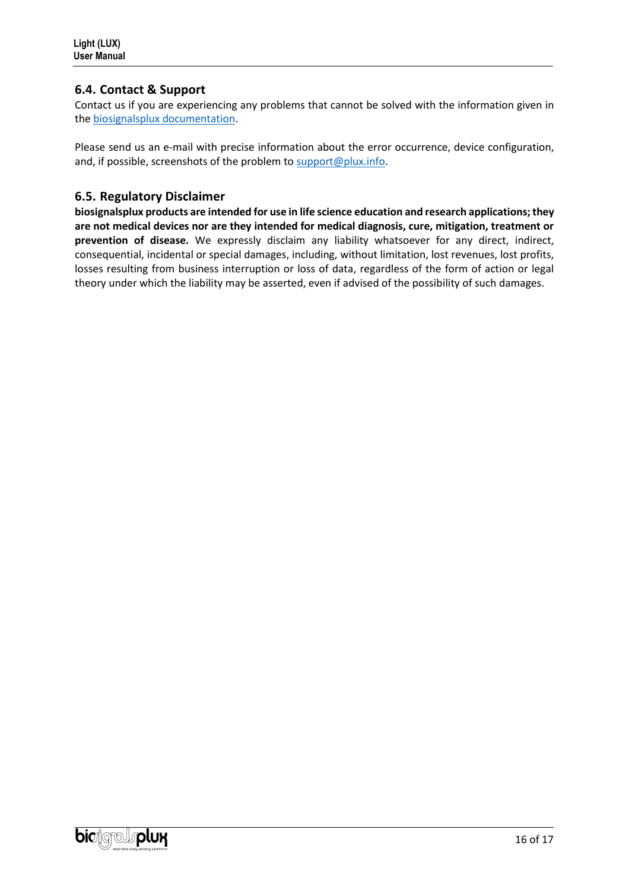## 6.4. Contact & Support

Contact us if you are experiencing any problems that cannot be solved with the information given in the biosignalsplux documentation.

Please send us an e-mail with precise information about the error occurrence, device configuration, and, if possible, screenshots of the problem to support@plux.info.

## 6.5. Regulatory Disclaimer

**biosignalsplux products are intended for use in life science education and research applications; they are not medical devices nor are they intended for medical diagnosis, cure, mitigation, treatment or prevention of disease.** We expressly disclaim any liability whatsoever for any direct, indirect, consequential, incidental or special damages, including, without limitation, lost revenues, lost profits, losses resulting from business interruption or loss of data, regardless of the form of action or legal theory under which the liability may be asserted, even if advised of the possibility of such damages.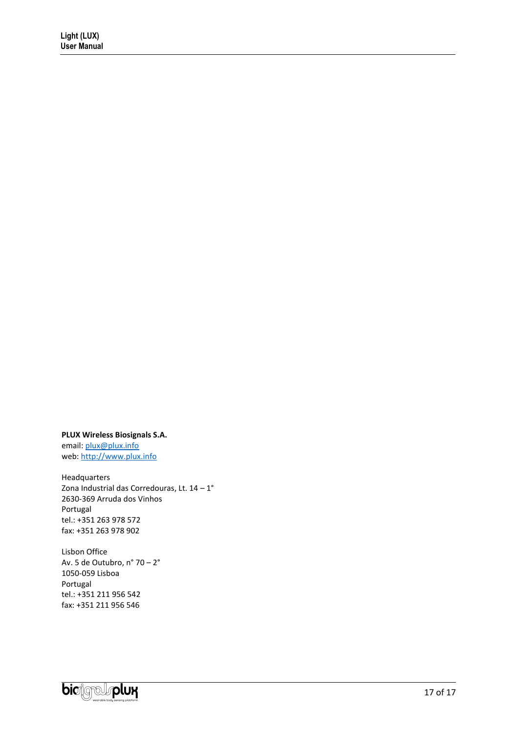**PLUX Wireless Biosignals S.A.**
email: [plux@plux.info](mailto:plux@plux.info)
web: [http://www.plux.info](http://www.plux.info)

Headquarters
Zona Industrial das Corredouras, Lt. 14 – 1°
2630-369 Arruda dos Vinhos
Portugal
tel.: +351 263 978 572
fax: +351 263 978 902

Lisbon Office
Av. 5 de Outubro, n° 70 – 2°
1050-059 Lisboa
Portugal
tel.: +351 211 956 542
fax: +351 211 956 546